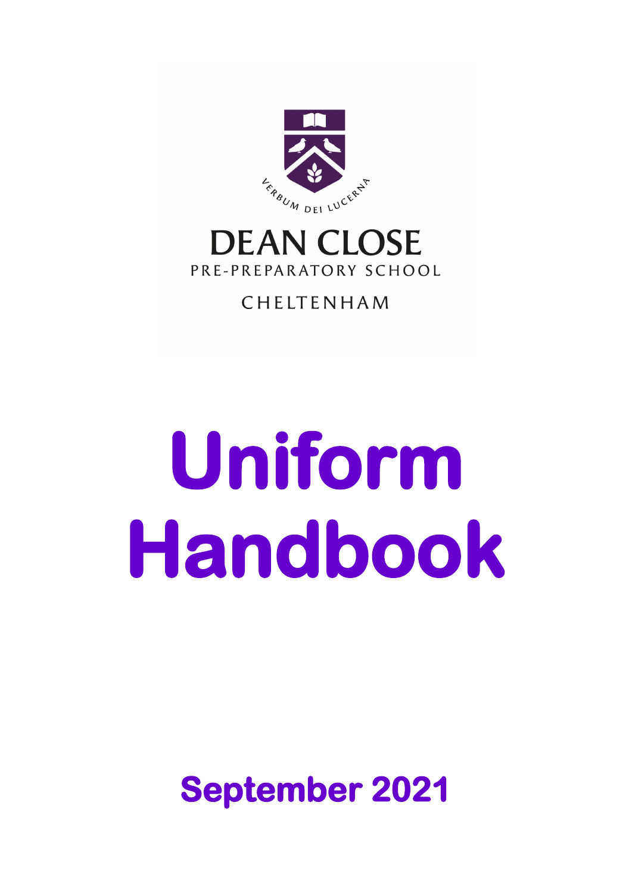VERBUM DEI LUCERNA

DEAN CLOSE

PRE-PREPARATORY SCHOOL

CHELTENHAM

# Uniform Handbook

## September 2021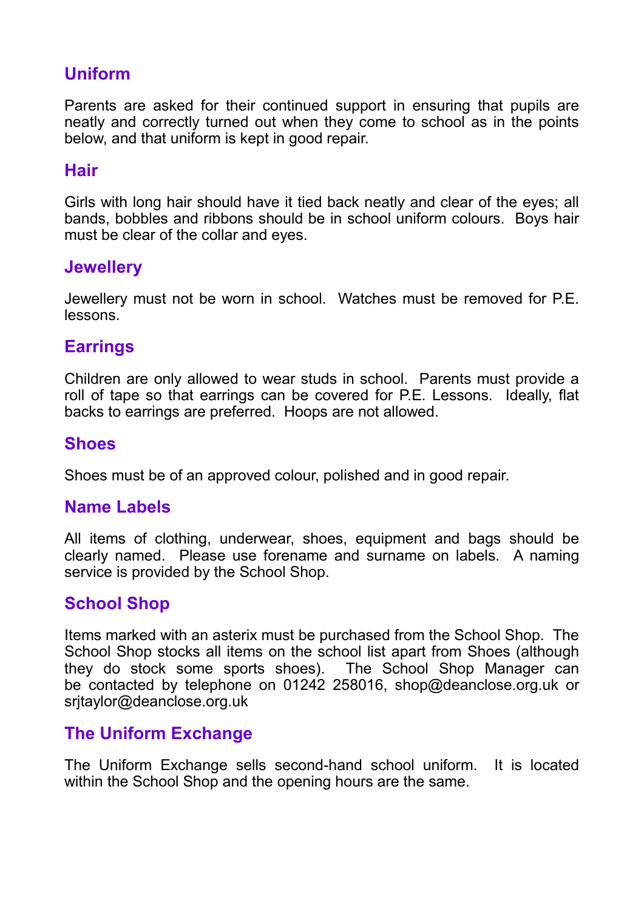## Uniform

Parents are asked for their continued support in ensuring that pupils are neatly and correctly turned out when they come to school as in the points below, and that uniform is kept in good repair.

## Hair

Girls with long hair should have it tied back neatly and clear of the eyes; all bands, bobbles and ribbons should be in school uniform colours. Boys hair must be clear of the collar and eyes.

## Jewellery

Jewellery must not be worn in school. Watches must be removed for P.E. lessons.

## Earrings

Children are only allowed to wear studs in school. Parents must provide a roll of tape so that earrings can be covered for P.E. Lessons. Ideally, flat backs to earrings are preferred. Hoops are not allowed.

## Shoes

Shoes must be of an approved colour, polished and in good repair.

## Name Labels

All items of clothing, underwear, shoes, equipment and bags should be clearly named. Please use forename and surname on labels. A naming service is provided by the School Shop.

## School Shop

Items marked with an asterix must be purchased from the School Shop. The School Shop stocks all items on the school list apart from Shoes (although they do stock some sports shoes). The School Shop Manager can be contacted by telephone on 01242 258016, shop@deanclose.org.uk or srjtaylor@deanclose.org.uk

## The Uniform Exchange

The Uniform Exchange sells second-hand school uniform. It is located within the School Shop and the opening hours are the same.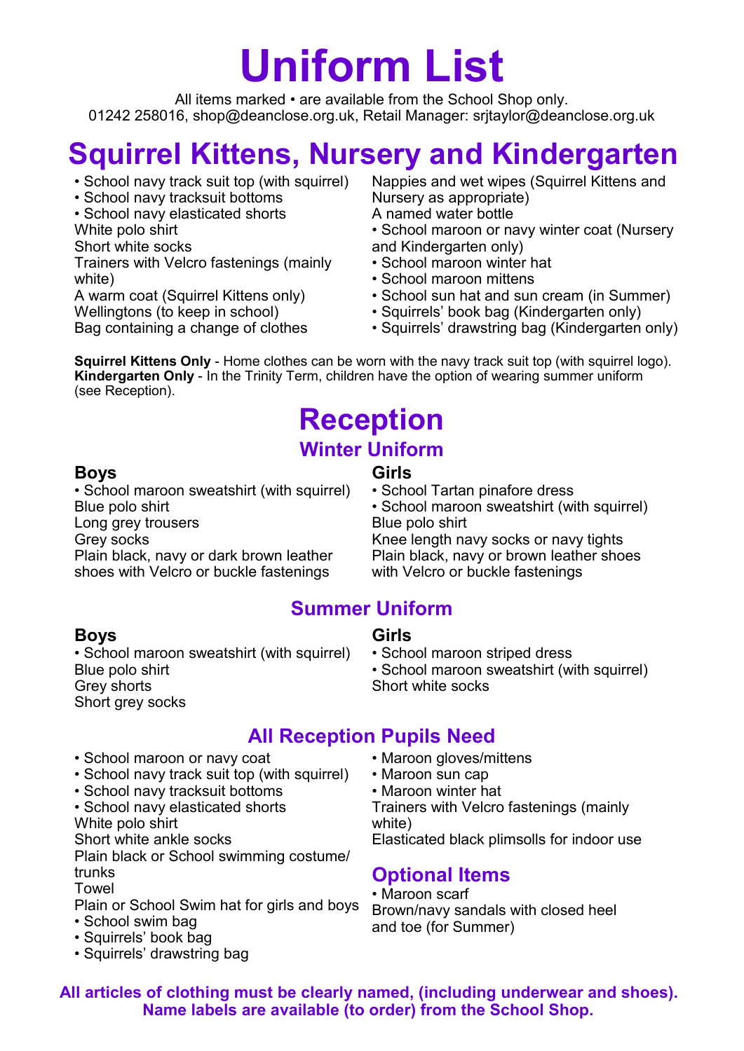# Uniform List

All items marked • are available from the School Shop only.
01242 258016, shop@deanclose.org.uk, Retail Manager: srjtaylor@deanclose.org.uk

## Squirrel Kittens, Nursery and Kindergarten

- • School navy track suit top (with squirrel)
- • School navy tracksuit bottoms
- • School navy elasticated shorts
- White polo shirt
- Short white socks
- Trainers with Velcro fastenings (mainly white)
- A warm coat (Squirrel Kittens only)
- Wellingtons (to keep in school)
- Bag containing a change of clothes
- Nappies and wet wipes (Squirrel Kittens and Nursery as appropriate)
- A named water bottle
- • School maroon or navy winter coat (Nursery and Kindergarten only)
- • School maroon winter hat
- • School maroon mittens
- • School sun hat and sun cream (in Summer)
- • Squirrels' book bag (Kindergarten only)
- • Squirrels' drawstring bag (Kindergarten only)

**Squirrel Kittens Only** - Home clothes can be worn with the navy track suit top (with squirrel logo).
**Kindergarten Only** - In the Trinity Term, children have the option of wearing summer uniform (see Reception).

## Reception

### Winter Uniform

**Boys**

- • School maroon sweatshirt (with squirrel)
- Blue polo shirt
- Long grey trousers
- Grey socks
- Plain black, navy or dark brown leather shoes with Velcro or buckle fastenings

**Girls**

- • School Tartan pinafore dress
- • School maroon sweatshirt (with squirrel)
- Blue polo shirt
- Knee length navy socks or navy tights
- Plain black, navy or brown leather shoes with Velcro or buckle fastenings

### Summer Uniform

**Boys**

- • School maroon sweatshirt (with squirrel)
- Blue polo shirt
- Grey shorts
- Short grey socks

**Girls**

- • School maroon striped dress
- • School maroon sweatshirt (with squirrel)
- Short white socks

### All Reception Pupils Need

- • School maroon or navy coat
- • School navy track suit top (with squirrel)
- • School navy tracksuit bottoms
- • School navy elasticated shorts
- White polo shirt
- Short white ankle socks
- Plain black or School swimming costume/trunks
- Towel
- Plain or School Swim hat for girls and boys
- • School swim bag
- • Squirrels' book bag
- • Squirrels' drawstring bag
- • Maroon gloves/mittens
- • Maroon sun cap
- • Maroon winter hat
- Trainers with Velcro fastenings (mainly white)
- Elasticated black plimsolls for indoor use

### Optional Items

- • Maroon scarf
- Brown/navy sandals with closed heel and toe (for Summer)

**All articles of clothing must be clearly named, (including underwear and shoes). Name labels are available (to order) from the School Shop.**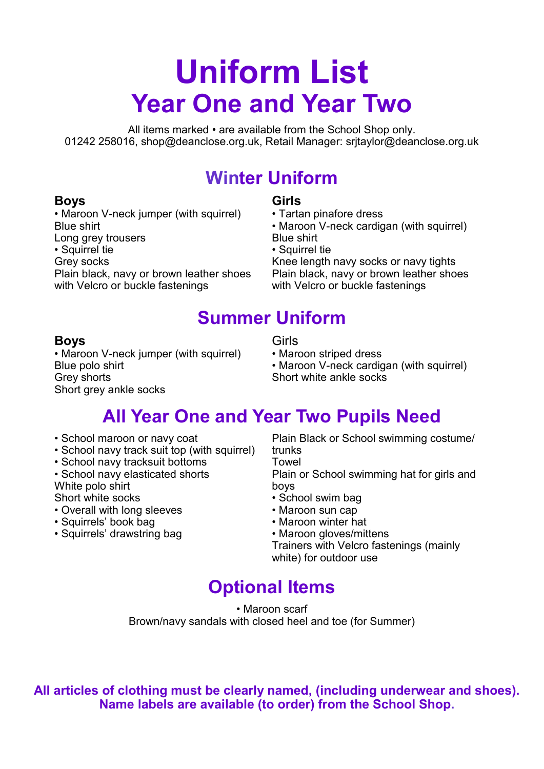# Uniform List
# Year One and Year Two

All items marked • are available from the School Shop only.
01242 258016, shop@deanclose.org.uk, Retail Manager: srjtaylor@deanclose.org.uk

## Winter Uniform

### Boys

- Maroon V-neck jumper (with squirrel)

Blue shirt
Long grey trousers

- Squirrel tie

Grey socks
Plain black, navy or brown leather shoes with Velcro or buckle fastenings

### Girls

- Tartan pinafore dress
- Maroon V-neck cardigan (with squirrel)

Blue shirt

- Squirrel tie

Knee length navy socks or navy tights
Plain black, navy or brown leather shoes with Velcro or buckle fastenings

## Summer Uniform

### Boys

- Maroon V-neck jumper (with squirrel)

Blue polo shirt
Grey shorts
Short grey ankle socks

Girls

- Maroon striped dress
- Maroon V-neck cardigan (with squirrel)

Short white ankle socks

## All Year One and Year Two Pupils Need

- School maroon or navy coat
- School navy track suit top (with squirrel)
- School navy tracksuit bottoms
- School navy elasticated shorts

White polo shirt
Short white socks

- Overall with long sleeves
- Squirrels' book bag
- Squirrels' drawstring bag

Plain Black or School swimming costume/ trunks
Towel
Plain or School swimming hat for girls and boys

- School swim bag
- Maroon sun cap
- Maroon winter hat
- Maroon gloves/mittens

Trainers with Velcro fastenings (mainly white) for outdoor use

## Optional Items

- Maroon scarf

Brown/navy sandals with closed heel and toe (for Summer)

**All articles of clothing must be clearly named, (including underwear and shoes). Name labels are available (to order) from the School Shop.**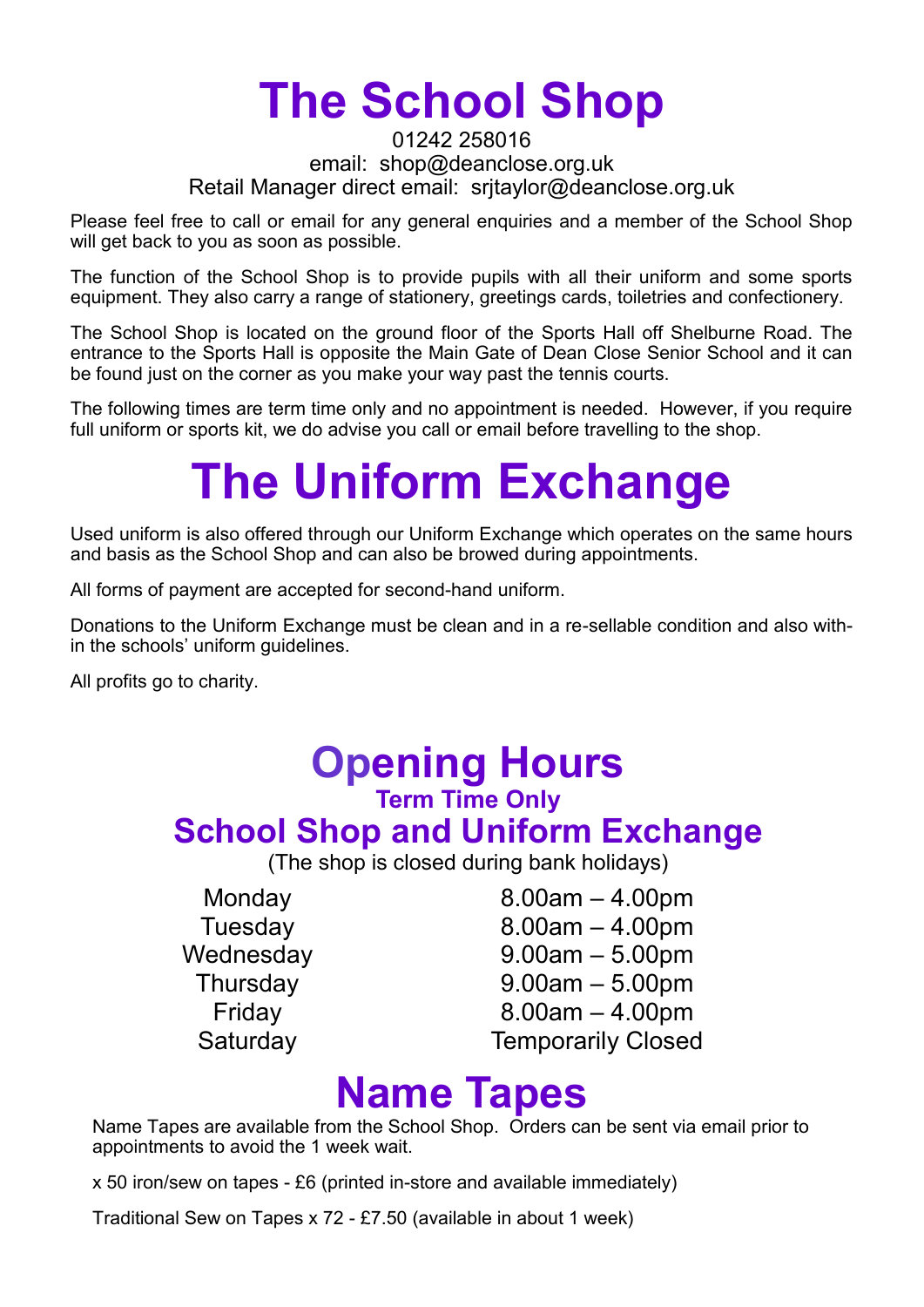# The School Shop

01242 258016

email: shop@deanclose.org.uk

Retail Manager direct email: srjtaylor@deanclose.org.uk

Please feel free to call or email for any general enquiries and a member of the School Shop will get back to you as soon as possible.

The function of the School Shop is to provide pupils with all their uniform and some sports equipment. They also carry a range of stationery, greetings cards, toiletries and confectionery.

The School Shop is located on the ground floor of the Sports Hall off Shelburne Road. The entrance to the Sports Hall is opposite the Main Gate of Dean Close Senior School and it can be found just on the corner as you make your way past the tennis courts.

The following times are term time only and no appointment is needed. However, if you require full uniform or sports kit, we do advise you call or email before travelling to the shop.

# The Uniform Exchange

Used uniform is also offered through our Uniform Exchange which operates on the same hours and basis as the School Shop and can also be browed during appointments.

All forms of payment are accepted for second-hand uniform.

Donations to the Uniform Exchange must be clean and in a re-sellable condition and also within the schools' uniform guidelines.

All profits go to charity.

# Opening Hours

### Term Time Only

## School Shop and Uniform Exchange

(The shop is closed during bank holidays)

| | |
|---|---|
| Monday | 8.00am – 4.00pm |
| Tuesday | 8.00am – 4.00pm |
| Wednesday | 9.00am – 5.00pm |
| Thursday | 9.00am – 5.00pm |
| Friday | 8.00am – 4.00pm |
| Saturday | Temporarily Closed |

# Name Tapes

Name Tapes are available from the School Shop. Orders can be sent via email prior to appointments to avoid the 1 week wait.

x 50 iron/sew on tapes - £6 (printed in-store and available immediately)

Traditional Sew on Tapes x 72 - £7.50 (available in about 1 week)